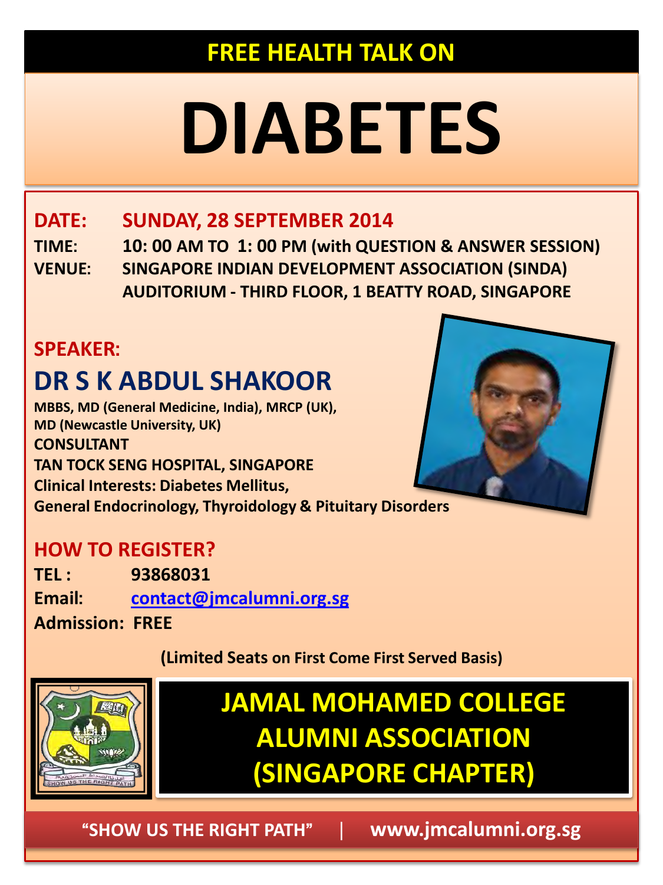## FREE HEALTH TALK ON

# DIABETES

**DATE:** **SUNDAY, 28 SEPTEMBER 2014**

**TIME:** **10: 00 AM TO 1: 00 PM (with QUESTION & ANSWER SESSION)**

**VENUE:** **SINGAPORE INDIAN DEVELOPMENT ASSOCIATION (SINDA) AUDITORIUM - THIRD FLOOR, 1 BEATTY ROAD, SINGAPORE**

## SPEAKER:

## DR S K ABDUL SHAKOOR

**MBBS, MD (General Medicine, India), MRCP (UK),**
**MD (Newcastle University, UK)**
**CONSULTANT**
**TAN TOCK SENG HOSPITAL, SINGAPORE**
**Clinical Interests: Diabetes Mellitus,**
**General Endocrinology, Thyroidology & Pituitary Disorders**

## HOW TO REGISTER?

**TEL :** **93868031**

**Email:** **contact@jmcalumni.org.sg**

**Admission: FREE**

**(Limited Seats on First Come First Served Basis)**

## JAMAL MOHAMED COLLEGE ALUMNI ASSOCIATION (SINGAPORE CHAPTER)

**"SHOW US THE RIGHT PATH" | www.jmcalumni.org.sg**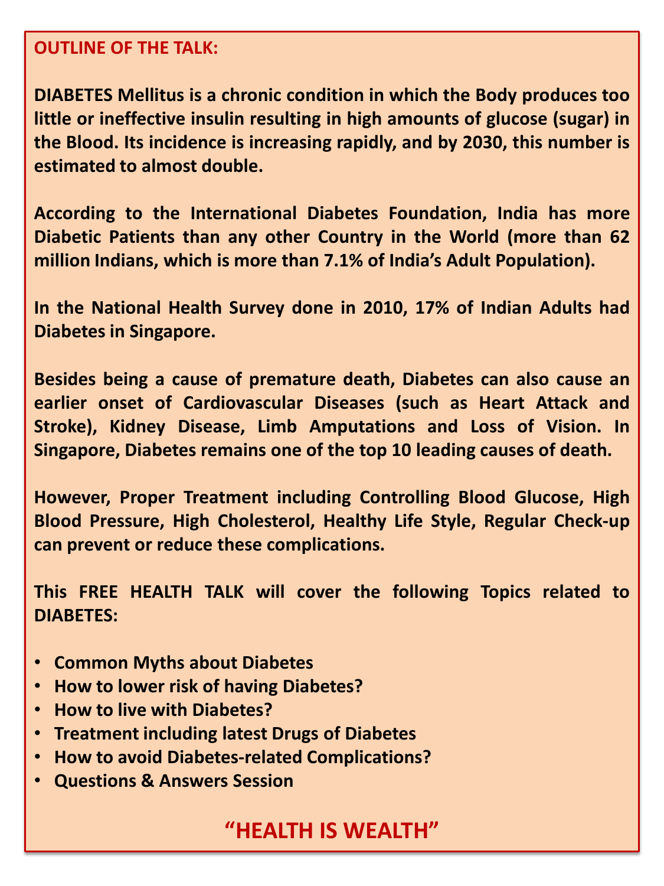## OUTLINE OF THE TALK:

**DIABETES Mellitus is a chronic condition in which the Body produces too little or ineffective insulin resulting in high amounts of glucose (sugar) in the Blood. Its incidence is increasing rapidly, and by 2030, this number is estimated to almost double.**

**According to the International Diabetes Foundation, India has more Diabetic Patients than any other Country in the World (more than 62 million Indians, which is more than 7.1% of India's Adult Population).**

**In the National Health Survey done in 2010, 17% of Indian Adults had Diabetes in Singapore.**

**Besides being a cause of premature death, Diabetes can also cause an earlier onset of Cardiovascular Diseases (such as Heart Attack and Stroke), Kidney Disease, Limb Amputations and Loss of Vision. In Singapore, Diabetes remains one of the top 10 leading causes of death.**

**However, Proper Treatment including Controlling Blood Glucose, High Blood Pressure, High Cholesterol, Healthy Life Style, Regular Check-up can prevent or reduce these complications.**

**This FREE HEALTH TALK will cover the following Topics related to DIABETES:**

- **Common Myths about Diabetes**
- **How to lower risk of having Diabetes?**
- **How to live with Diabetes?**
- **Treatment including latest Drugs of Diabetes**
- **How to avoid Diabetes-related Complications?**
- **Questions & Answers Session**

**"HEALTH IS WEALTH"**